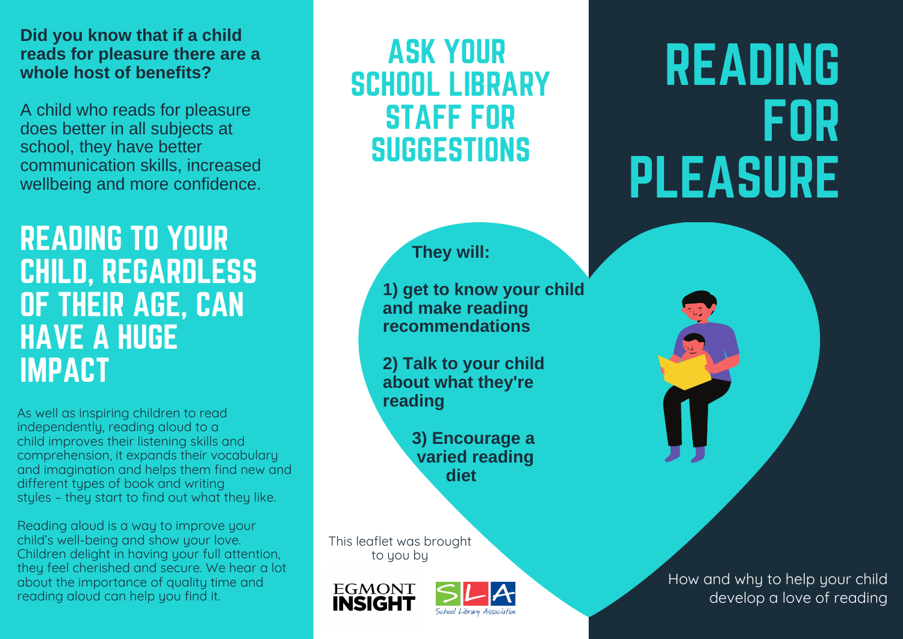**Did you know that if a child reads for pleasure there are a whole host of benefits?**

A child who reads for pleasure does better in all subjects at school, they have better communication skills, increased wellbeing and more confidence.

## READING TO YOUR CHILD, REGARDLESS OF THEIR AGE, CAN HAVE A HUGE IMPACT

As well as inspiring children to read independently, reading aloud to a child improves their listening skills and comprehension, it expands their vocabulary and imagination and helps them find new and different types of book and writing styles – they start to find out what they like.

Reading aloud is a way to improve your child's well-being and show your love. Children delight in having your full attention, they feel cherished and secure. We hear a lot about the importance of quality time and reading aloud can help you find it.

## ASK YOUR SCHOOL LIBRARY STAFF FOR SUGGESTIONS

**They will:**

**1) get to know your child and make reading recommendations**

**2) Talk to your child about what they're reading**

**3) Encourage a varied reading diet**

This leaflet was brought to you by

EGMONT INSIGHT

SLA School Library Association

# READING FOR PLEASURE

How and why to help your child develop a love of reading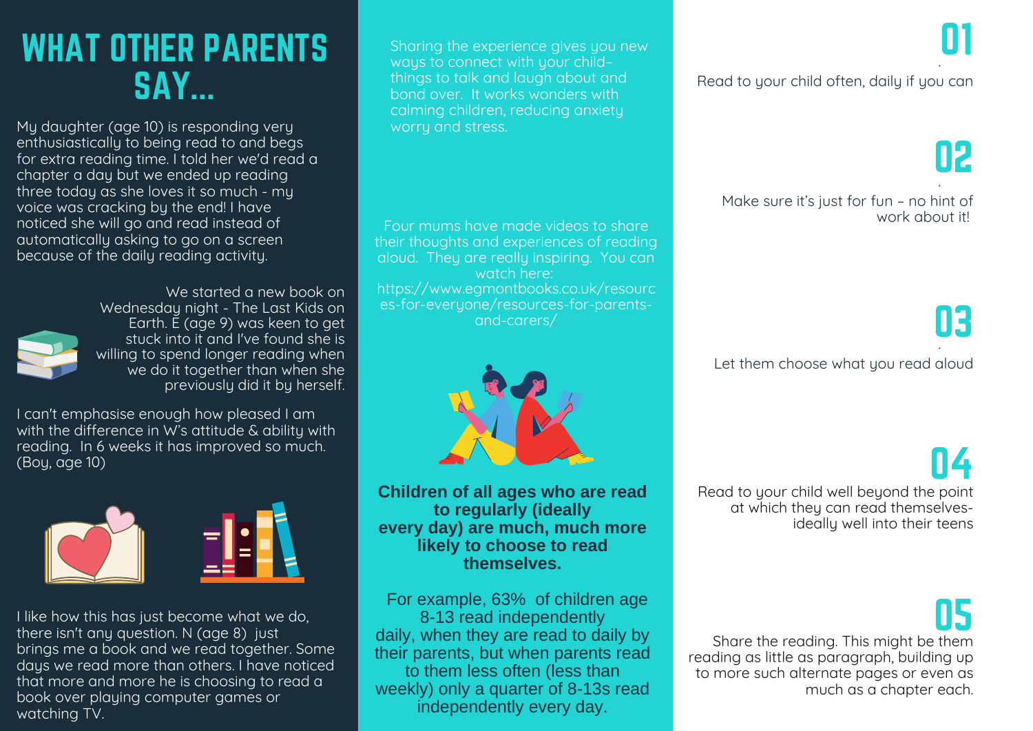# WHAT OTHER PARENTS SAY...

My daughter (age 10) is responding very enthusiastically to being read to and begs for extra reading time. I told her we'd read a chapter a day but we ended up reading three today as she loves it so much - my voice was cracking by the end! I have noticed she will go and read instead of automatically asking to go on a screen because of the daily reading activity.

We started a new book on Wednesday night - The Last Kids on Earth. E (age 9) was keen to get stuck into it and I've found she is willing to spend longer reading when we do it together than when she previously did it by herself.

I can't emphasise enough how pleased I am with the difference in W's attitude & ability with reading. In 6 weeks it has improved so much. (Boy, age 10)

I like how this has just become what we do, there isn't any question. N (age 8) just brings me a book and we read together. Some days we read more than others. I have noticed that more and more he is choosing to read a book over playing computer games or watching TV.

Sharing the experience gives you new ways to connect with your child– things to talk and laugh about and bond over. It works wonders with calming children, reducing anxiety worry and stress.

Four mums have made videos to share their thoughts and experiences of reading aloud. They are really inspiring. You can watch here: https://www.egmontbooks.co.uk/resources-for-everyone/resources-for-parents-and-carers/

**Children of all ages who are read to regularly (ideally every day) are much, much more likely to choose to read themselves.**

For example, 63% of children age 8-13 read independently daily, when they are read to daily by their parents, but when parents read to them less often (less than weekly) only a quarter of 8-13s read independently every day.

## 01

Read to your child often, daily if you can

## 02

Make sure it's just for fun – no hint of work about it!

## 03

Let them choose what you read aloud

## 04

Read to your child well beyond the point at which they can read themselves- ideally well into their teens

## 05

Share the reading. This might be them reading as little as paragraph, building up to more such alternate pages or even as much as a chapter each.